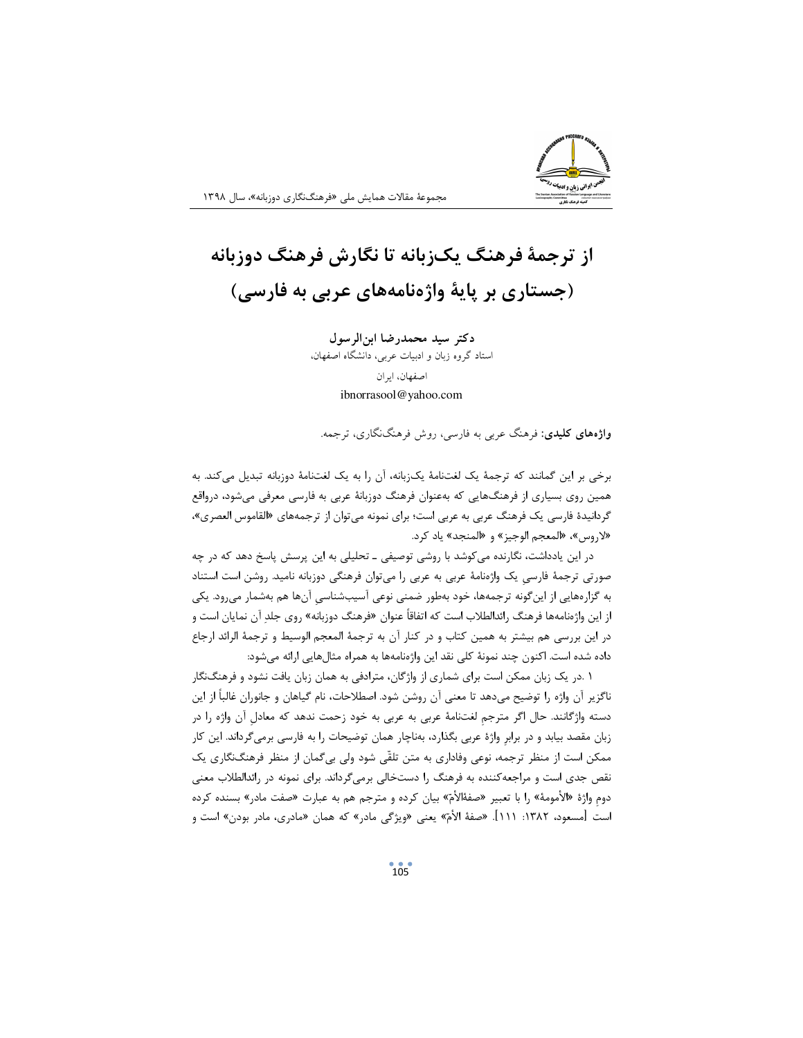# از ترجمهٔ فرهنگ یک‌زبانه تا نگارش فرهنگ دوزبانه (جستاری بر پایهٔ واژه‌نامه‌های عربی به فارسی)

**دکتر سید محمدرضا ابن‌الرسول**

استاد گروه زبان و ادبیات عربی، دانشگاه اصفهان،

اصفهان، ایران

ibnorrasool@yahoo.com

**واژه‌های کلیدی:** فرهنگ عربی به فارسی، روش فرهنگ‌نگاری، ترجمه.

برخی بر این گمانند که ترجمهٔ یک لغت‌نامهٔ یک‌زبانه، آن را به یک لغت‌نامهٔ دوزبانه تبدیل می‌کند. به همین روی بسیاری از فرهنگ‌هایی که به‌عنوان فرهنگ دوزبانهٔ عربی به فارسی معرفی می‌شود، درواقع گردانیدهٔ فارسی یک فرهنگ عربی به عربی است؛ برای نمونه می‌توان از ترجمه‌های «القاموس العصری»، «لاروس»، «المعجم الوجیز» و «المنجد» یاد کرد.

در این یادداشت، نگارنده می‌کوشد با روشی توصیفی ـ تحلیلی به این پرسش پاسخ دهد که در چه صورتی ترجمهٔ فارسیِ یک واژه‌نامهٔ عربی به عربی را می‌توان فرهنگی دوزبانه نامید. روشن است استناد به گزاره‌هایی از این‌گونه ترجمه‌ها، خود به‌طور ضمنی نوعی آسیب‌شناسیِ آن‌ها هم به‌شمار می‌رود. یکی از این واژه‌نامه‌ها فرهنگ رائدالطلاب است که اتفاقاً عنوان «فرهنگ دوزبانه» روی جلدِ آن نمایان است و در این بررسی هم بیشتر به همین کتاب و در کنار آن به ترجمهٔ المعجم الوسیط و ترجمهٔ الرائد ارجاع داده شده است. اکنون چند نمونهٔ کلی نقد این واژه‌نامه‌ها به همراه مثال‌هایی ارائه می‌شود:

۱. در یک زبان ممکن است برای شماری از واژگان، مترادفی به همان زبان یافت نشود و فرهنگ‌نگار ناگزیر آن واژه را توضیح می‌دهد تا معنی آن روشن شود. اصطلاحات، نام گیاهان و جانوران غالباً از این دسته واژگانند. حال اگر مترجمِ لغت‌نامهٔ عربی به عربی به خود زحمت ندهد که معادلِ آن واژه را در زبان مقصد بیابد و در برابر واژهٔ عربی بگذارد، به‌ناچار همان توضیحات را به فارسی برمی‌گرداند. این کار ممکن است از منظر ترجمه، نوعی وفاداری به متن تلقّی شود ولی بی‌گمان از منظر فرهنگ‌نگاری یک نقص جدی است و مراجعه‌کننده به فرهنگ را دست‌خالی برمی‌گرداند. برای نمونه در رائدالطلاب معنی دومِ واژهٔ «الأمومة» را با تعبیر «صفةالأمّ» بیان کرده و مترجم هم به عبارت «صفت مادر» بسنده کرده است [مسعود، ۱۳۸۲: ۱۱۱]. «صفة الأمّ» یعنی «ویژگی مادر» که همان «مادری، مادر بودن» است و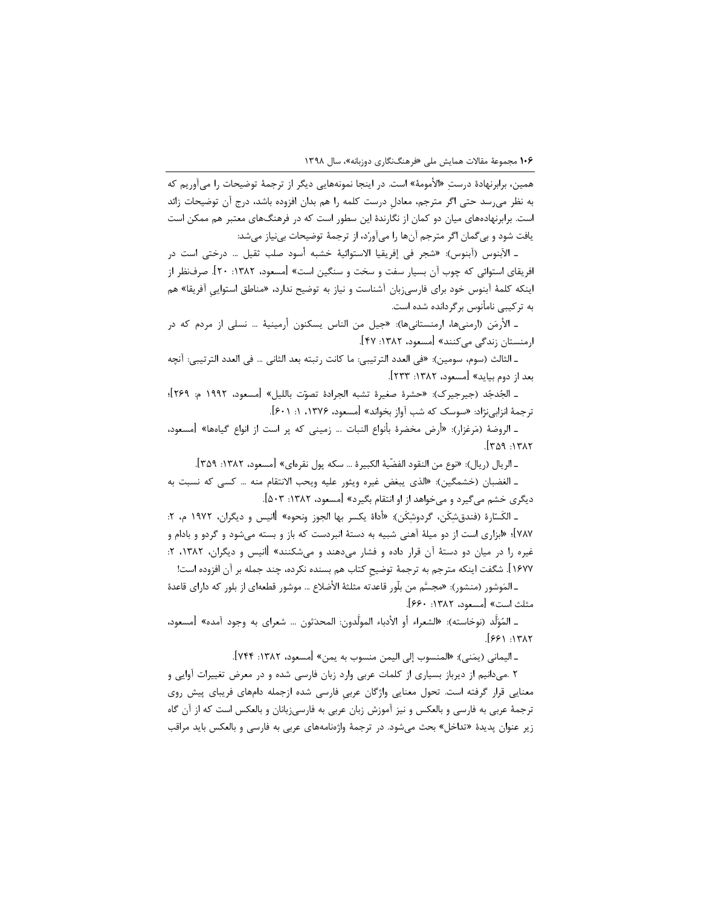همین، برابرنهادهٔ درستِ «الأمومة» است. در اینجا نمونه‌هایی دیگر از ترجمهٔ توضیحات را می‌آوریم که به نظر می‌رسد حتی اگر مترجم، معادلِ درست کلمه را هم بدان افزوده باشد، درج آن توضیحات زائد است. برابرنهاده‌های میان دو کمان از نگارندهٔ این سطور است که در فرهنگ‌های معتبر هم ممکن است یافت شود و بی‌گمان اگر مترجم آن‌ها را می‌آورْد، از ترجمهٔ توضیحات بی‌نیاز می‌شد:

ـ الآبنوس (آبنوس): «شجر في إفريقيا الاستوائية خشبه أسود صلب ثقيل ... درختی است در افریقای استوائی که چوب آن بسیار سفت و سخت و سنگین است» [مسعود، ۱۳۸۲: ۲۰]. صرف‌نظر از اینکه کلمهٔ آبنوس خود برای فارسی‌زبان آشناست و نیاز به توضیح ندارد، «مناطق استواییِ آفریقا» هم به ترکیبی نامأنوس برگردانده شده است.

ـ الأرمَن (ارمنی‌ها، ارمنستانی‌ها): «جيل من الناس يسكنون أرمينية ... نسلی از مردم که در ارمنستان زندگی می‌کنند» [مسعود، ۱۳۸۲: ۴۷].

ـ الثالث (سوم، سومین): «في العدد الترتيبي: ما كانت رتبته بعد الثاني ... في العدد الترتيبي: آنچه بعد از دوم بیاید» [مسعود، ۱۳۸۲: ۲۳۳].

ـ الجُدجُد (جیرجیرک): «حشرة صغيرة تشبه الجرادة تصوّت بالليل» [مسعود، ۱۹۹۲ م: ۲۶۹]؛ ترجمهٔ انزابی‌نژاد: «سوسک که شب آواز بخواند» [مسعود، ۱۳۷۶، ۱: ۶۰۱].

ـ الروضة (مَرغزار): «أرض مخضرة بأنواع النبات ... زمینی که پر است از انواع گیاه‌ها» [مسعود، ۱۳۸۲: ۳۵۹].

ـ الريال (ریال): «نوع من النقود الفضّية الكبيرة ... سکه پول نقره‌ای» [مسعود، ۱۳۸۲: ۳۵۹].

ـ الغضبان (خشمگین): «الذي يبغض غيره ويثور عليه ويحب الانتقام منه ... کسی که نسبت به دیگری خشم می‌گیرد و می‌خواهد از او انتقام بگیرد» [مسعود، ۱۳۸۲: ۵۰۳].

ـ الكَسّارة (فندق‌شِکَن، گردوشِکَن): «أداة يكسر بها الجوز ونحوه» [انیس و دیگران، ۱۹۷۲ م، ۲: ۷۸۷]؛ «ابزاری است از دو میلهٔ آهنی شبیه به دستهٔ انبردست که باز و بسته می‌شود و گردو و بادام و غیره را در میان دو دستهٔ آن قرار داده و فشار می‌دهند و می‌شکنند» [انیس و دیگران، ۱۳۸۲، ۲: ۱۶۷۷]. شگفت اینکه مترجم به ترجمهٔ توضیحِ کتاب هم بسنده نکرده، چند جمله بر آن افزوده است!

ـ المَوشور (منشور): «مجسَّم من بلّور قاعدته مثلثة الأضلاع ... موشور قطعه‌ای از بلور که دارای قاعدهٔ مثلث است» [مسعود، ۱۳۸۲: ۶۶۰].

ـ المُوَلَّد (نوخاسته): «الشعراء أو الأدباء المولَّدون: المحدَثون ... شعرای به وجود آمده» [مسعود، ۱۳۸۲: ۶۶۱].

ـ اليماني (یمَنی): «المنسوب إلى اليمن منسوب به یمن» [مسعود، ۱۳۸۲: ۷۴۴].

۲. می‌دانیم از دیرباز بسیاری از کلمات عربی وارد زبان فارسی شده و در معرض تغییرات آوایی و معنایی قرار گرفته است. تحول معنایی واژگان عربیِ فارسی شده ازجمله دام‌های فریبای پیش روی ترجمهٔ عربی به فارسی و بالعکس و نیز آموزش زبان عربی به فارسی‌زبانان و بالعکس است که از آن گاه زیر عنوان پدیدهٔ «تداخل» بحث می‌شود. در ترجمهٔ واژه‌نامه‌های عربی به فارسی و بالعکس باید مراقب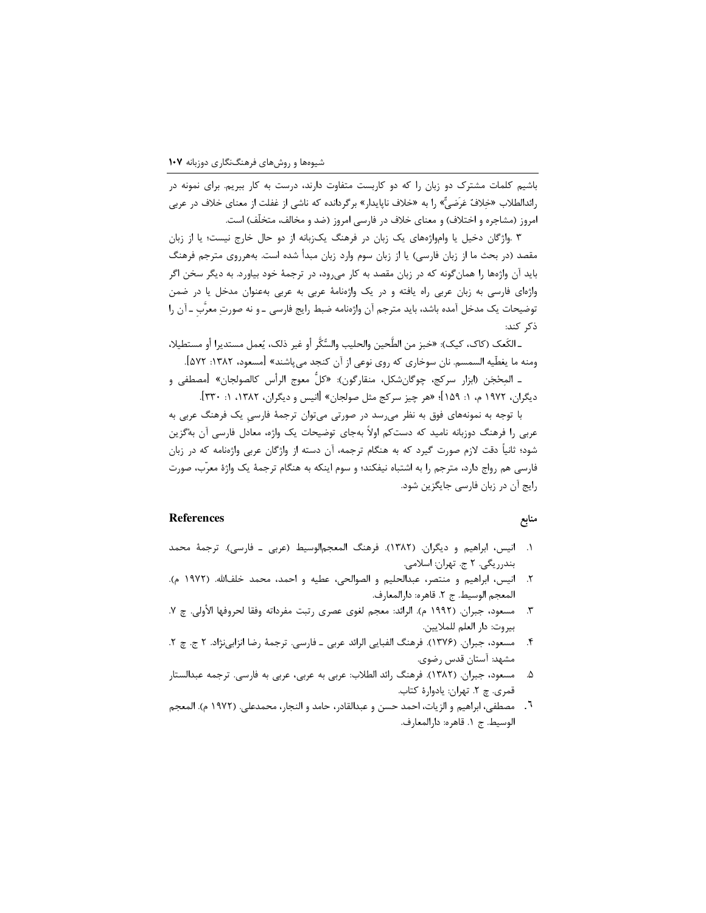باشیم کلمات مشترک دو زبان را که دو کاربست متفاوت دارند، درست به کار ببریم. برای نمونه در رائدالطلاب «خِلافٌ عَرَضیٌّ» را به «خلاف ناپایدار» برگردانده که ناشی از غفلت از معنای خلاف در عربی امروز (مشاجره و اختلاف) و معنای خلاف در فارسی امروز (ضد و مخالف، متخلّف) است.

۳ .واژگان دخیل یا وام‌واژه‌های یک زبان در فرهنگ یک‌زبانه از دو حال خارج نیست؛ یا از زبان مقصد (در بحث ما از زبان فارسی) یا از زبان سوم وارد زبان مبدأ شده است. به‌هرروی مترجم فرهنگ باید آن واژه‌ها را همان‌گونه که در زبان مقصد به کار می‌رود، در ترجمهٔ خود بیاورد. به دیگر سخن اگر واژه‌ای فارسی به زبان عربی راه یافته و در یک واژه‌نامهٔ عربی به عربی به‌عنوان مدخل یا در ضمن توضیحات یک مدخل آمده باشد، باید مترجم آن واژه‌نامه ضبط رایج فارسی ـ و نه صورتِ معرَّب ـ آن را ذکر کند:

ـ الکَعک (کاک، کیک): «خبز من الطَّحین والحلیب والسُّکَّر أو غیر ذلک، یُعمل مستدیرا أو مستطیلا، ومنه ما یغطّیه السمسم. نان سوخاری که روی نوعی از آن کنجد می‌پاشند» [مسعود، ۱۳۸۲: ۵۷۲].

ـ المِحْجَن (ابزار سرکج، چوگان‌شکل، منقارگون): «کلُّ معوج الرأس کالصولجان» [مصطفی و دیگران، ۱۹۷۲ م، ۱: ۱۵۹]؛ «هر چیز سرکج مثل صولجان» [انیس و دیگران، ۱۳۸۲، ۱: ۳۳۰].

با توجه به نمونه‌های فوق به نظر می‌رسد در صورتی می‌توان ترجمهٔ فارسیِ یک فرهنگ عربی به عربی را فرهنگ دوزبانه نامید که دست‌کم اولاً به‌جای توضیحات یک واژه، معادل فارسی آن به‌گزین شود؛ ثانیاً دقت لازم صورت گیرد که به هنگام ترجمه، آن دسته از واژگان عربی واژه‌نامه که در زبان فارسی هم رواج دارد، مترجم را به اشتباه نیفکند؛ و سوم اینکه به هنگام ترجمهٔ یک واژهٔ معرّب، صورت رایج آن در زبان فارسی جایگزین شود.

## منابع References

۱. انیس، ابراهیم و دیگران. (۱۳۸۲). فرهنگ المعجم‌الوسیط (عربی ـ فارسی). ترجمهٔ محمد بندرریگی. ۲ ج. تهران: اسلامی.

۲. انیس، ابراهیم و منتصر، عبدالحلیم و الصوالحی، عطیه و احمد، محمد خلف‌الله. (۱۹۷۲ م). المعجم الوسیط. ج ۲. قاهره: دارالمعارف.

۳. مسعود، جبران. (۱۹۹۲ م). الرائد: معجم لغوی عصری رتبت مفرداته وفقا لحروفها الأولی. چ ۷. بیروت: دار العلم للملایین.

۴. مسعود، جبران. (۱۳۷۶). فرهنگ الفبایی الرائد عربی ـ فارسی. ترجمهٔ رضا انزابی‌نژاد. ۲ ج. چ ۲. مشهد: آستان قدس رضوی.

۵. مسعود، جبران. (۱۳۸۲). فرهنگ رائد الطلاب: عربی به عربی، عربی به فارسی. ترجمه عبدالستار قمری. چ ۲. تهران: یادوارهٔ کتاب.

۶. مصطفی، ابراهیم و الزیات، احمد حسن و عبدالقادر، حامد و النجار، محمدعلی. (۱۹۷۲ م). المعجم الوسیط. ج ۱. قاهره: دارالمعارف.